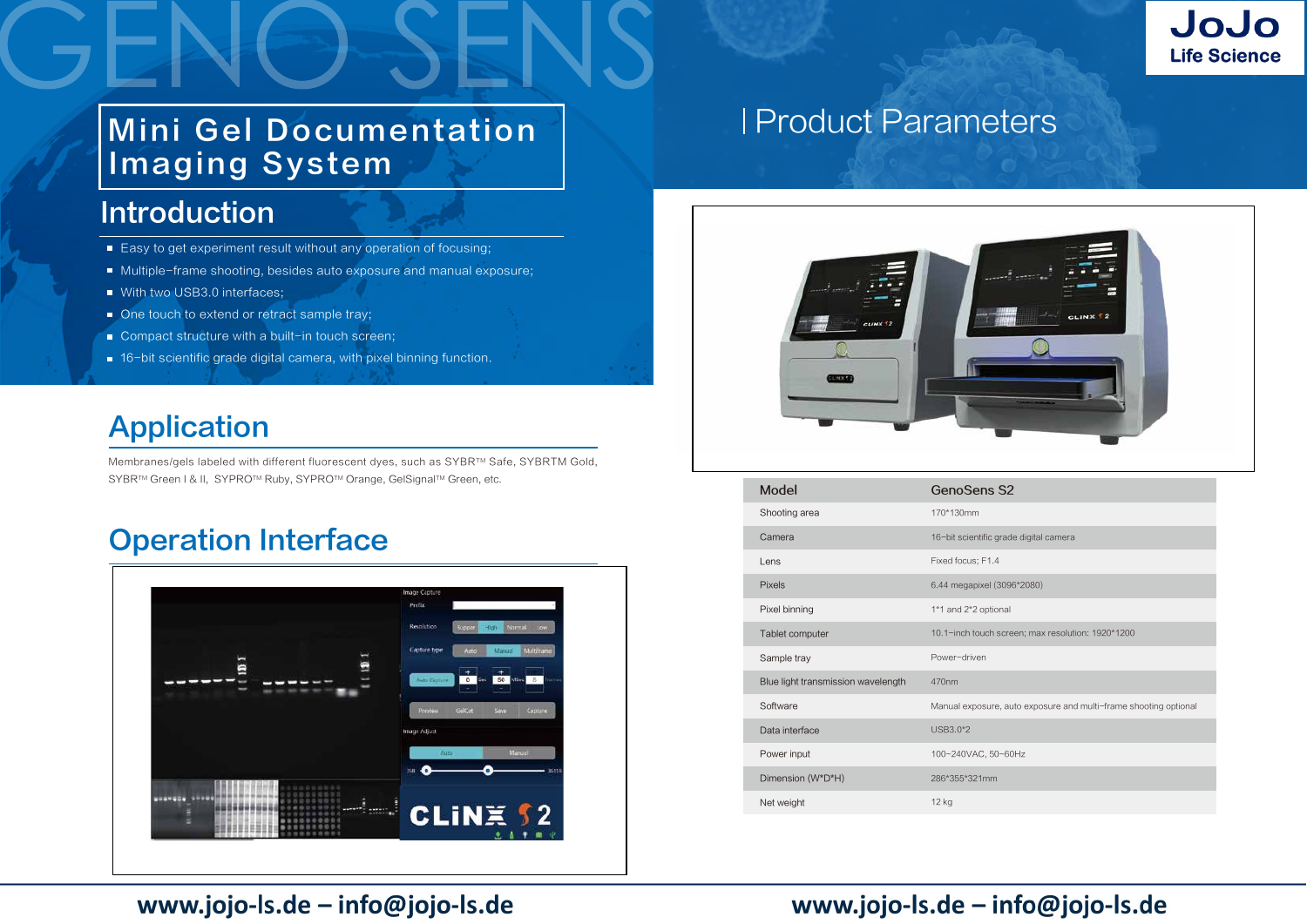# Mini Gel Documentation Imaging System

## Introduction

- Easy to get experiment result without any operation of focusing;
- Multiple-frame shooting, besides auto exposure and manual exposure;
- With two USB3.0 interfaces;
- One touch to extend or retract sample tray;
- Compact structure with a built-in touch screen;
- 16-bit scientific grade digital camera, with pixel binning function.

## Application

Membranes/gels labeled with different fluorescent dyes, such as SYBR™ Safe, SYBRTM Gold, SYBR™ Green I & II, SYPRO™ Ruby, SYPRO™ Orange, GelSignal™ Green, etc.

## Operation Interface

## Product Parameters

| Model | GenoSens S2 |
|---|---|
| Shooting area | 170*130mm |
| Camera | 16-bit scientific grade digital camera |
| Lens | Fixed focus; F1.4 |
| Pixels | 6.44 megapixel (3096*2080) |
| Pixel binning | 1*1 and 2*2 optional |
| Tablet computer | 10.1-inch touch screen; max resolution: 1920*1200 |
| Sample tray | Power-driven |
| Blue light transmission wavelength | 470nm |
| Software | Manual exposure, auto exposure and multi-frame shooting optional |
| Data interface | USB3.0*2 |
| Power input | 100-240VAC, 50-60Hz |
| Dimension (W*D*H) | 286*355*321mm |
| Net weight | 12 kg |

www.jojo-ls.de – info@jojo-ls.de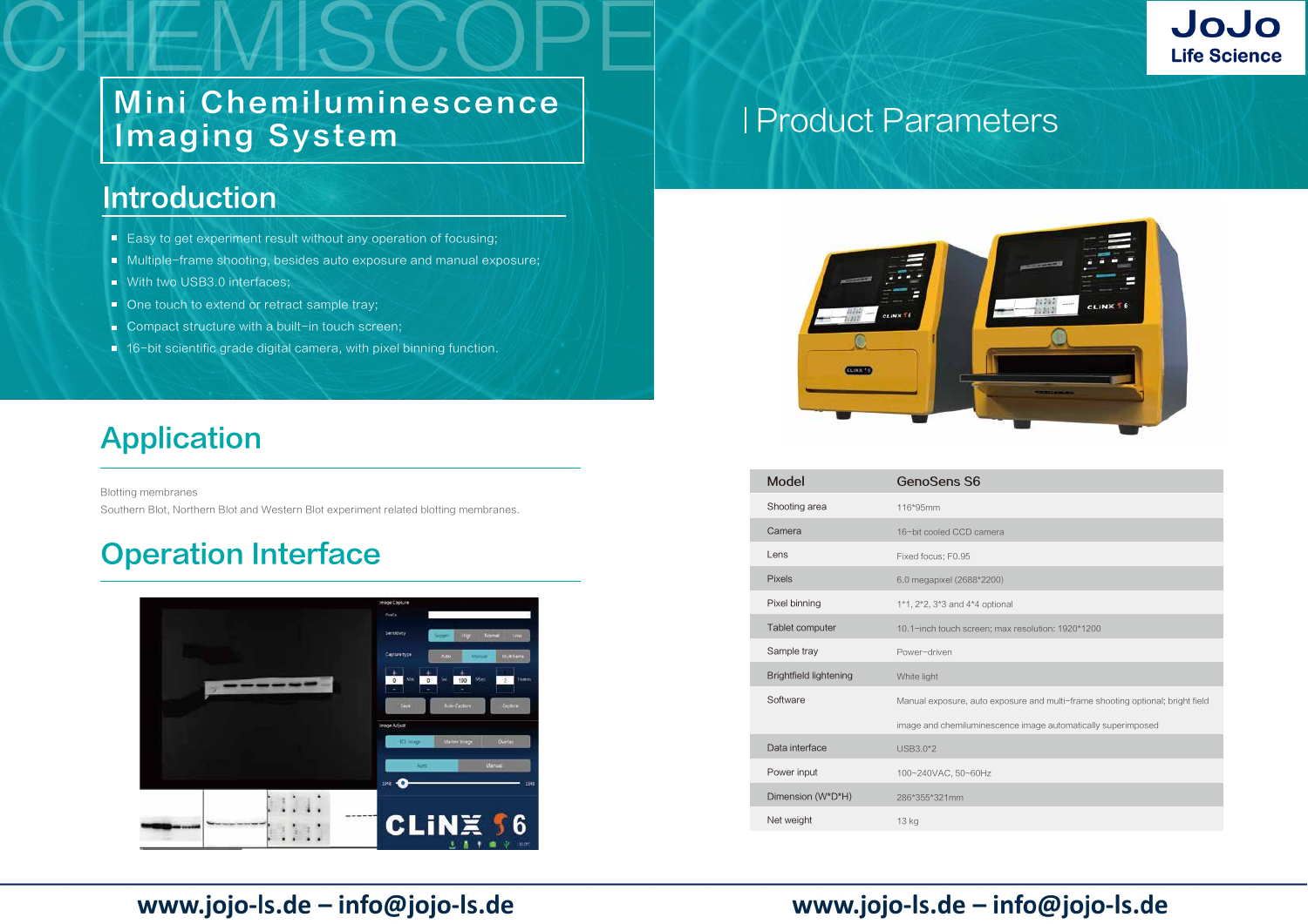CHEMISCOPE

# Mini Chemiluminescence Imaging System

## Introduction

- Easy to get experiment result without any operation of focusing;
- Multiple-frame shooting, besides auto exposure and manual exposure;
- With two USB3.0 interfaces;
- One touch to extend or retract sample tray;
- Compact structure with a built-in touch screen;
- 16-bit scientific grade digital camera, with pixel binning function.

## Application

Blotting membranes

Southern Blot, Northern Blot and Western Blot experiment related blotting membranes.

## Operation Interface

JoJo Life Science

## Product Parameters

| Model | GenoSens S6 |
|---|---|
| Shooting area | 116*95mm |
| Camera | 16-bit cooled CCD camera |
| Lens | Fixed focus; F0.95 |
| Pixels | 6.0 megapixel (2688*2200) |
| Pixel binning | 1*1, 2*2, 3*3 and 4*4 optional |
| Tablet computer | 10.1-inch touch screen; max resolution: 1920*1200 |
| Sample tray | Power-driven |
| Brightfield lightening | White light |
| Software | Manual exposure, auto exposure and multi-frame shooting optional; bright field image and chemiluminescence image automatically superimposed |
| Data interface | USB3.0*2 |
| Power input | 100-240VAC, 50-60Hz |
| Dimension (W*D*H) | 286*355*321mm |
| Net weight | 13 kg |

www.jojo-ls.de – info@jojo-ls.de